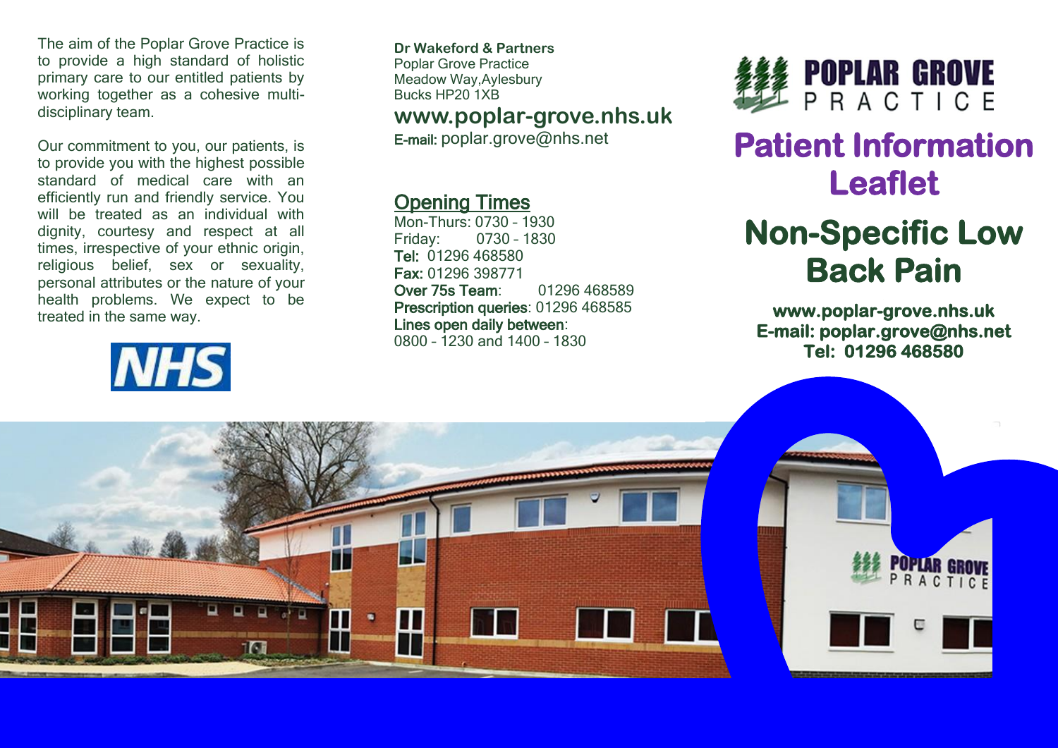The aim of the Poplar Grove Practice is to provide a high standard of holistic primary care to our entitled patients by working together as a cohesive multi-disciplinary team.

Our commitment to you, our patients, is to provide you with the highest possible standard of medical care with an efficiently run and friendly service. You will be treated as an individual with dignity, courtesy and respect at all times, irrespective of your ethnic origin, religious belief, sex or sexuality, personal attributes or the nature of your health problems. We expect to be treated in the same way.

NHS

**Dr Wakeford & Partners**
Poplar Grove Practice
Meadow Way,Aylesbury
Bucks HP20 1XB

**www.poplar-grove.nhs.uk**

E-mail: poplar.grove@nhs.net

## Opening Times

Mon-Thurs: 0730 – 1930
Friday: 0730 – 1830
**Tel:** 01296 468580
**Fax:** 01296 398771
**Over 75s Team**: 01296 468589
**Prescription queries**: 01296 468585
**Lines open daily between**:
0800 – 1230 and 1400 – 1830

POPLAR GROVE PRACTICE

# Patient Information Leaflet

# Non-Specific Low Back Pain

**www.poplar-grove.nhs.uk**
**E-mail: poplar.grove@nhs.net**
**Tel: 01296 468580**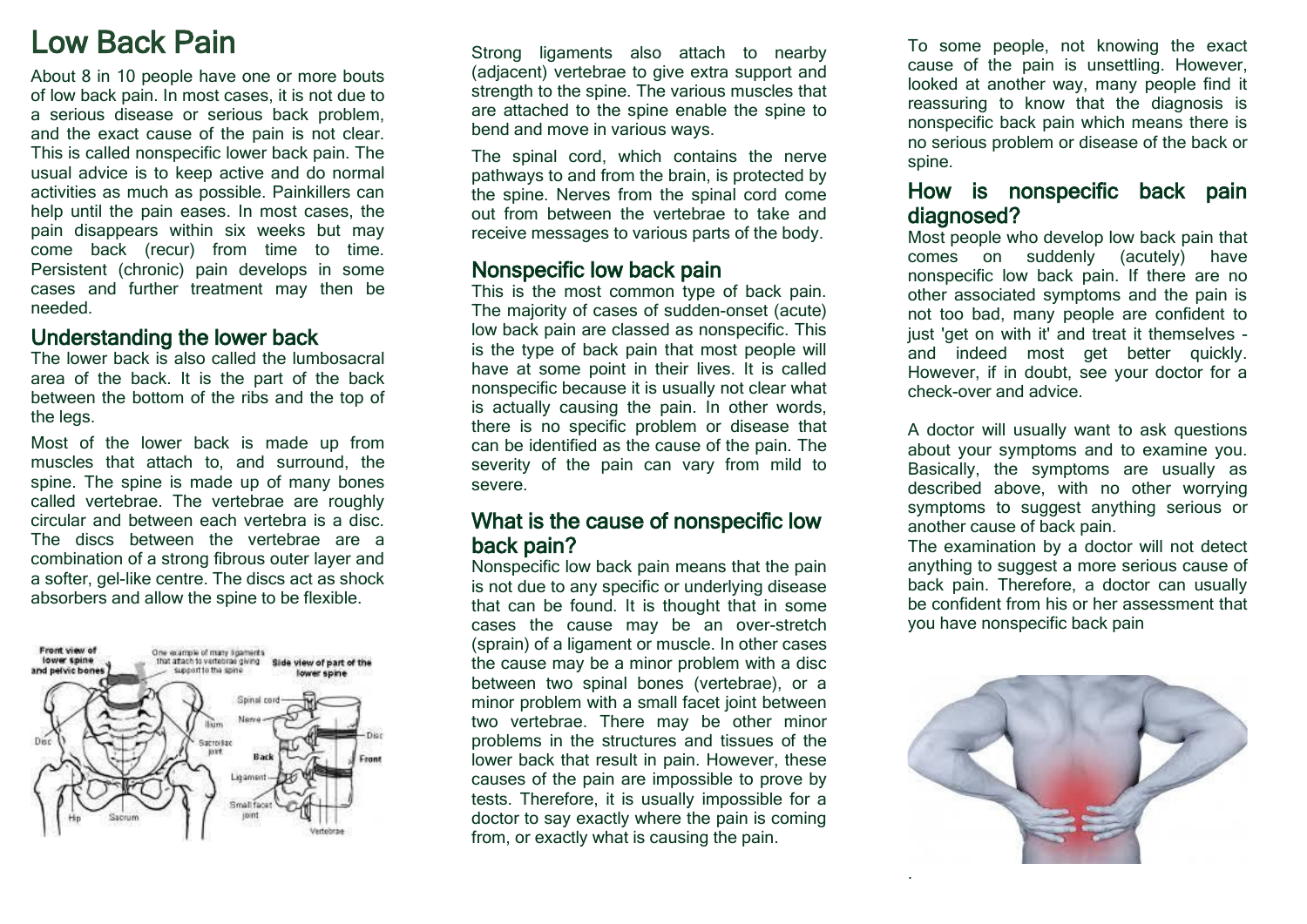# Low Back Pain

About 8 in 10 people have one or more bouts of low back pain. In most cases, it is not due to a serious disease or serious back problem, and the exact cause of the pain is not clear. This is called nonspecific lower back pain. The usual advice is to keep active and do normal activities as much as possible. Painkillers can help until the pain eases. In most cases, the pain disappears within six weeks but may come back (recur) from time to time. Persistent (chronic) pain develops in some cases and further treatment may then be needed.

## Understanding the lower back

The lower back is also called the lumbosacral area of the back. It is the part of the back between the bottom of the ribs and the top of the legs.

Most of the lower back is made up from muscles that attach to, and surround, the spine. The spine is made up of many bones called vertebrae. The vertebrae are roughly circular and between each vertebra is a disc. The discs between the vertebrae are a combination of a strong fibrous outer layer and a softer, gel-like centre. The discs act as shock absorbers and allow the spine to be flexible.

Front view of lower spine and pelvic bones
One example of many ligaments that attach to vertebrae giving support to the spine
Side view of part of the lower spine
Disc
Ilium
Sacroiliac joint
Hip
Sacrum
Spinal cord
Nerve
Disc
Back
Front
Ligament
Small facet joint
Vertebrae

Strong ligaments also attach to nearby (adjacent) vertebrae to give extra support and strength to the spine. The various muscles that are attached to the spine enable the spine to bend and move in various ways.

The spinal cord, which contains the nerve pathways to and from the brain, is protected by the spine. Nerves from the spinal cord come out from between the vertebrae to take and receive messages to various parts of the body.

## Nonspecific low back pain

This is the most common type of back pain. The majority of cases of sudden-onset (acute) low back pain are classed as nonspecific. This is the type of back pain that most people will have at some point in their lives. It is called nonspecific because it is usually not clear what is actually causing the pain. In other words, there is no specific problem or disease that can be identified as the cause of the pain. The severity of the pain can vary from mild to severe.

## What is the cause of nonspecific low back pain?

Nonspecific low back pain means that the pain is not due to any specific or underlying disease that can be found. It is thought that in some cases the cause may be an over-stretch (sprain) of a ligament or muscle. In other cases the cause may be a minor problem with a disc between two spinal bones (vertebrae), or a minor problem with a small facet joint between two vertebrae. There may be other minor problems in the structures and tissues of the lower back that result in pain. However, these causes of the pain are impossible to prove by tests. Therefore, it is usually impossible for a doctor to say exactly where the pain is coming from, or exactly what is causing the pain.

To some people, not knowing the exact cause of the pain is unsettling. However, looked at another way, many people find it reassuring to know that the diagnosis is nonspecific back pain which means there is no serious problem or disease of the back or spine.

## How is nonspecific back pain diagnosed?

Most people who develop low back pain that comes on suddenly (acutely) have nonspecific low back pain. If there are no other associated symptoms and the pain is not too bad, many people are confident to just 'get on with it' and treat it themselves - and indeed most get better quickly. However, if in doubt, see your doctor for a check-over and advice.

A doctor will usually want to ask questions about your symptoms and to examine you. Basically, the symptoms are usually as described above, with no other worrying symptoms to suggest anything serious or another cause of back pain.

The examination by a doctor will not detect anything to suggest a more serious cause of back pain. Therefore, a doctor can usually be confident from his or her assessment that you have nonspecific back pain